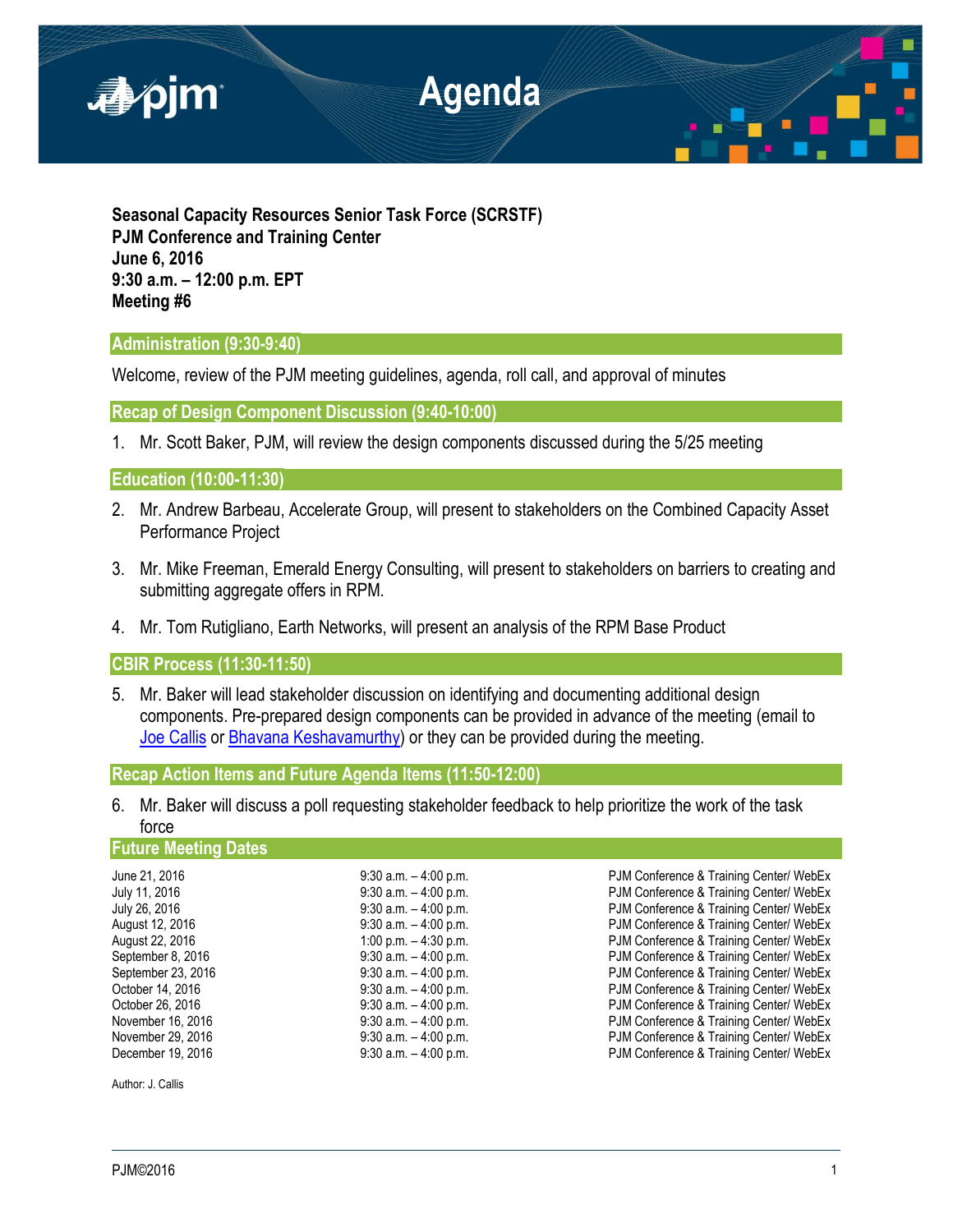# Agenda

**Seasonal Capacity Resources Senior Task Force (SCRSTF)**
**PJM Conference and Training Center**
**June 6, 2016**
**9:30 a.m. – 12:00 p.m. EPT**
**Meeting #6**

## Administration (9:30-9:40)

Welcome, review of the PJM meeting guidelines, agenda, roll call, and approval of minutes

## Recap of Design Component Discussion (9:40-10:00)

1. Mr. Scott Baker, PJM, will review the design components discussed during the 5/25 meeting

## Education (10:00-11:30)

2. Mr. Andrew Barbeau, Accelerate Group, will present to stakeholders on the Combined Capacity Asset Performance Project
3. Mr. Mike Freeman, Emerald Energy Consulting, will present to stakeholders on barriers to creating and submitting aggregate offers in RPM.
4. Mr. Tom Rutigliano, Earth Networks, will present an analysis of the RPM Base Product

## CBIR Process (11:30-11:50)

5. Mr. Baker will lead stakeholder discussion on identifying and documenting additional design components. Pre-prepared design components can be provided in advance of the meeting (email to Joe Callis or Bhavana Keshavamurthy) or they can be provided during the meeting.

## Recap Action Items and Future Agenda Items (11:50-12:00)

6. Mr. Baker will discuss a poll requesting stakeholder feedback to help prioritize the work of the task force

## Future Meeting Dates

| | | |
|---|---|---|
| June 21, 2016 | 9:30 a.m. – 4:00 p.m. | PJM Conference & Training Center/ WebEx |
| July 11, 2016 | 9:30 a.m. – 4:00 p.m. | PJM Conference & Training Center/ WebEx |
| July 26, 2016 | 9:30 a.m. – 4:00 p.m. | PJM Conference & Training Center/ WebEx |
| August 12, 2016 | 9:30 a.m. – 4:00 p.m. | PJM Conference & Training Center/ WebEx |
| August 22, 2016 | 1:00 p.m. – 4:30 p.m. | PJM Conference & Training Center/ WebEx |
| September 8, 2016 | 9:30 a.m. – 4:00 p.m. | PJM Conference & Training Center/ WebEx |
| September 23, 2016 | 9:30 a.m. – 4:00 p.m. | PJM Conference & Training Center/ WebEx |
| October 14, 2016 | 9:30 a.m. – 4:00 p.m. | PJM Conference & Training Center/ WebEx |
| October 26, 2016 | 9:30 a.m. – 4:00 p.m. | PJM Conference & Training Center/ WebEx |
| November 16, 2016 | 9:30 a.m. – 4:00 p.m. | PJM Conference & Training Center/ WebEx |
| November 29, 2016 | 9:30 a.m. – 4:00 p.m. | PJM Conference & Training Center/ WebEx |
| December 19, 2016 | 9:30 a.m. – 4:00 p.m. | PJM Conference & Training Center/ WebEx |

Author: J. Callis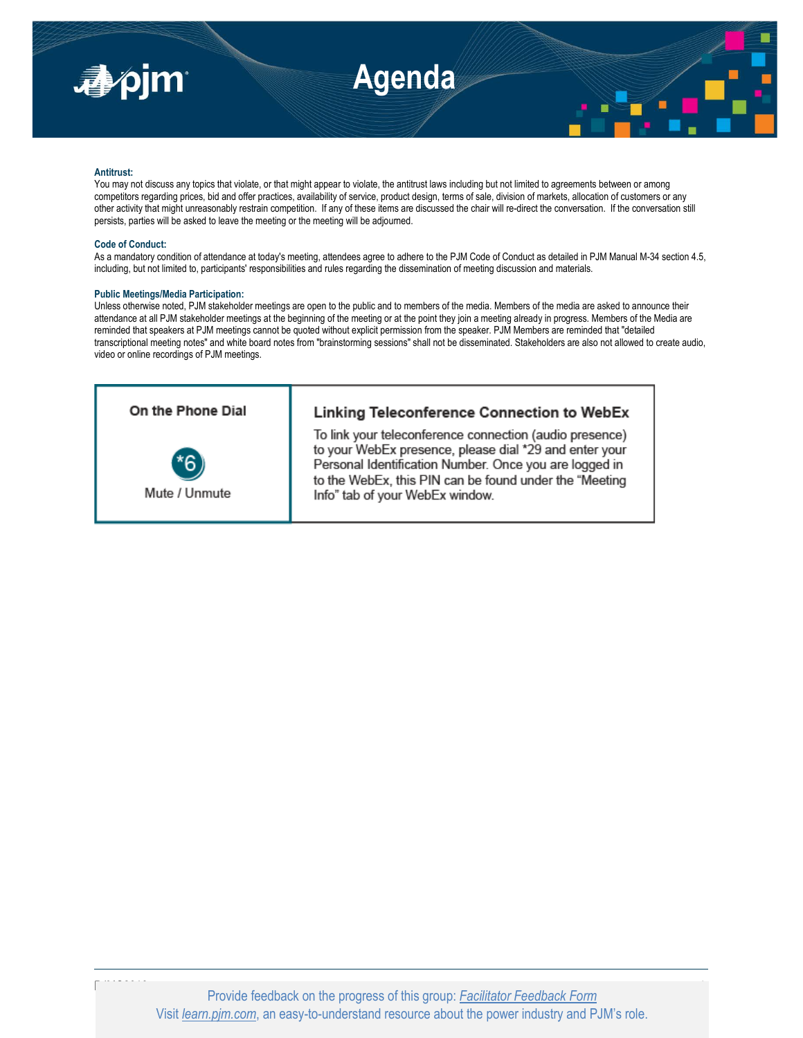# Agenda

**Antitrust:**
You may not discuss any topics that violate, or that might appear to violate, the antitrust laws including but not limited to agreements between or among competitors regarding prices, bid and offer practices, availability of service, product design, terms of sale, division of markets, allocation of customers or any other activity that might unreasonably restrain competition. If any of these items are discussed the chair will re-direct the conversation. If the conversation still persists, parties will be asked to leave the meeting or the meeting will be adjourned.

**Code of Conduct:**
As a mandatory condition of attendance at today's meeting, attendees agree to adhere to the PJM Code of Conduct as detailed in PJM Manual M-34 section 4.5, including, but not limited to, participants' responsibilities and rules regarding the dissemination of meeting discussion and materials.

**Public Meetings/Media Participation:**
Unless otherwise noted, PJM stakeholder meetings are open to the public and to members of the media. Members of the media are asked to announce their attendance at all PJM stakeholder meetings at the beginning of the meeting or at the point they join a meeting already in progress. Members of the Media are reminded that speakers at PJM meetings cannot be quoted without explicit permission from the speaker. PJM Members are reminded that "detailed transcriptional meeting notes" and white board notes from "brainstorming sessions" shall not be disseminated. Stakeholders are also not allowed to create audio, video or online recordings of PJM meetings.

| On the Phone Dial | Linking Teleconference Connection to WebEx |
| --- | --- |
| *6 Mute / Unmute | To link your teleconference connection (audio presence) to your WebEx presence, please dial *29 and enter your Personal Identification Number. Once you are logged in to the WebEx, this PIN can be found under the "Meeting Info" tab of your WebEx window. |

Provide feedback on the progress of this group: *Facilitator Feedback Form*
Visit *learn.pjm.com*, an easy-to-understand resource about the power industry and PJM's role.